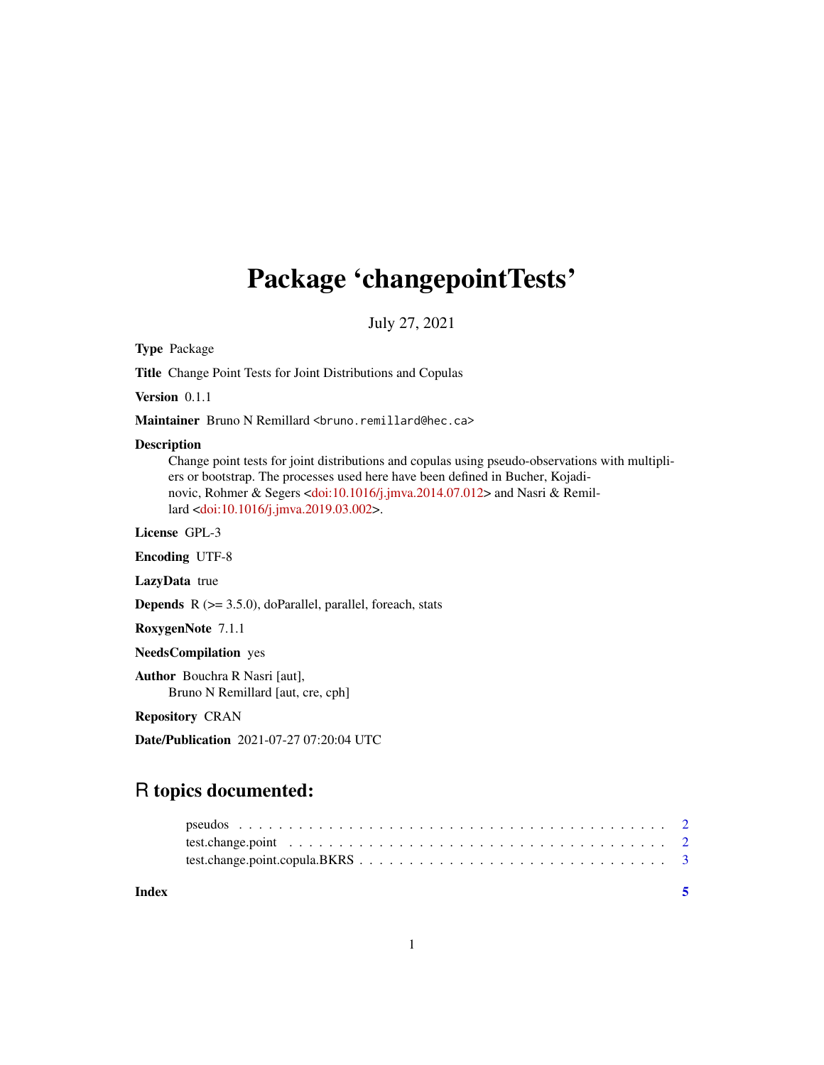# Package 'changepointTests'

July 27, 2021

**Type** Package

**Title** Change Point Tests for Joint Distributions and Copulas

**Version** 0.1.1

**Maintainer** Bruno N Remillard <bruno.remillard@hec.ca>

**Description**
Change point tests for joint distributions and copulas using pseudo-observations with multipliers or bootstrap. The processes used here have been defined in Bucher, Kojadinovic, Rohmer & Segers <doi:10.1016/j.jmva.2014.07.012> and Nasri & Remillard <doi:10.1016/j.jmva.2019.03.002>.

**License** GPL-3

**Encoding** UTF-8

**LazyData** true

**Depends** R (>= 3.5.0), doParallel, parallel, foreach, stats

**RoxygenNote** 7.1.1

**NeedsCompilation** yes

**Author** Bouchra R Nasri [aut],
Bruno N Remillard [aut, cre, cph]

**Repository** CRAN

**Date/Publication** 2021-07-27 07:20:04 UTC

## R topics documented:

- pseudos . . . . . . . . . . . . . . . . . . . . . . . . . . . . . . . . . . . . . . . . 2
- test.change.point . . . . . . . . . . . . . . . . . . . . . . . . . . . . . . . . . . . . 2
- test.change.point.copula.BKRS . . . . . . . . . . . . . . . . . . . . . . . . . . . . . . 3

**Index** 5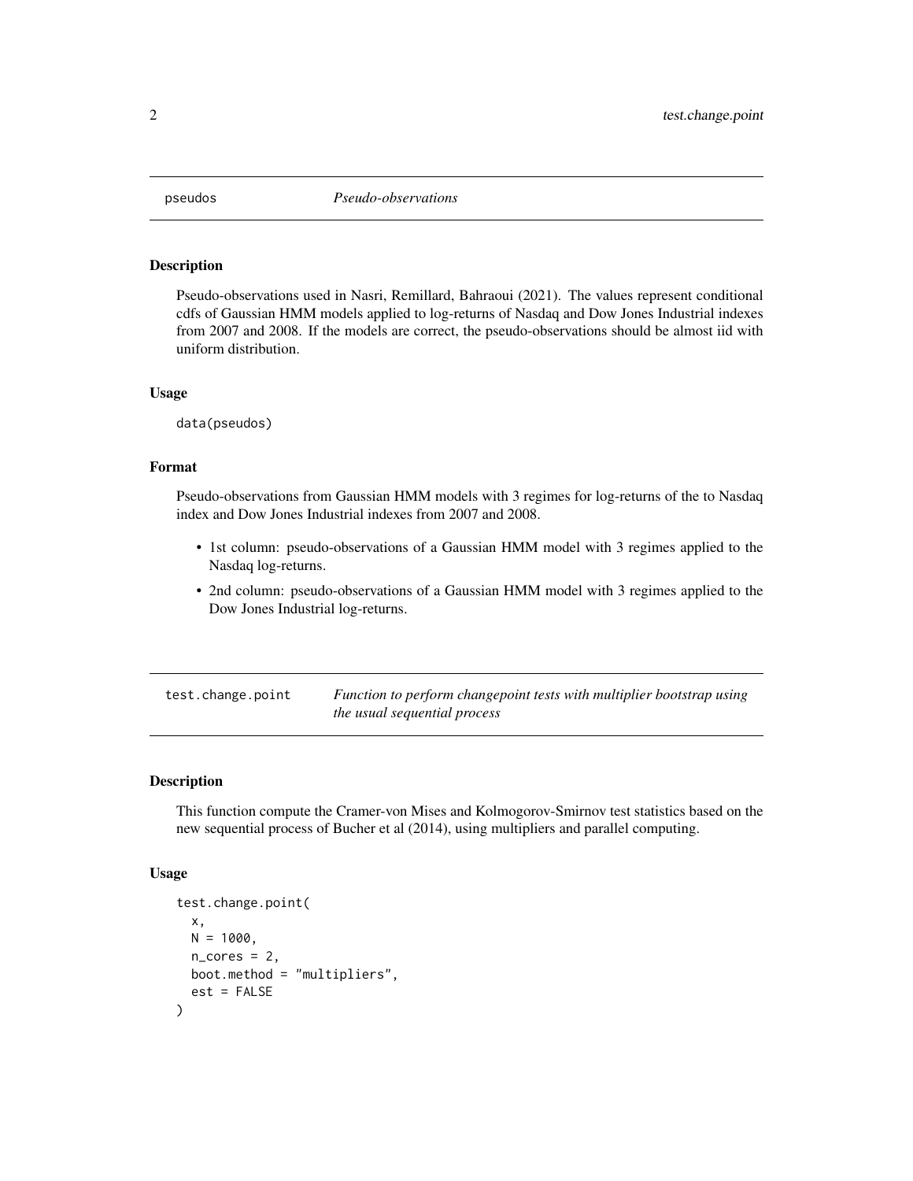## pseudos — *Pseudo-observations*

### Description

Pseudo-observations used in Nasri, Remillard, Bahraoui (2021). The values represent conditional cdfs of Gaussian HMM models applied to log-returns of Nasdaq and Dow Jones Industrial indexes from 2007 and 2008. If the models are correct, the pseudo-observations should be almost iid with uniform distribution.

### Usage

```
data(pseudos)
```

### Format

Pseudo-observations from Gaussian HMM models with 3 regimes for log-returns of the to Nasdaq index and Dow Jones Industrial indexes from 2007 and 2008.

- 1st column: pseudo-observations of a Gaussian HMM model with 3 regimes applied to the Nasdaq log-returns.
- 2nd column: pseudo-observations of a Gaussian HMM model with 3 regimes applied to the Dow Jones Industrial log-returns.

## test.change.point — *Function to perform changepoint tests with multiplier bootstrap using the usual sequential process*

### Description

This function compute the Cramer-von Mises and Kolmogorov-Smirnov test statistics based on the new sequential process of Bucher et al (2014), using multipliers and parallel computing.

### Usage

```
test.change.point(
  x,
  N = 1000,
  n_cores = 2,
  boot.method = "multipliers",
  est = FALSE
)
```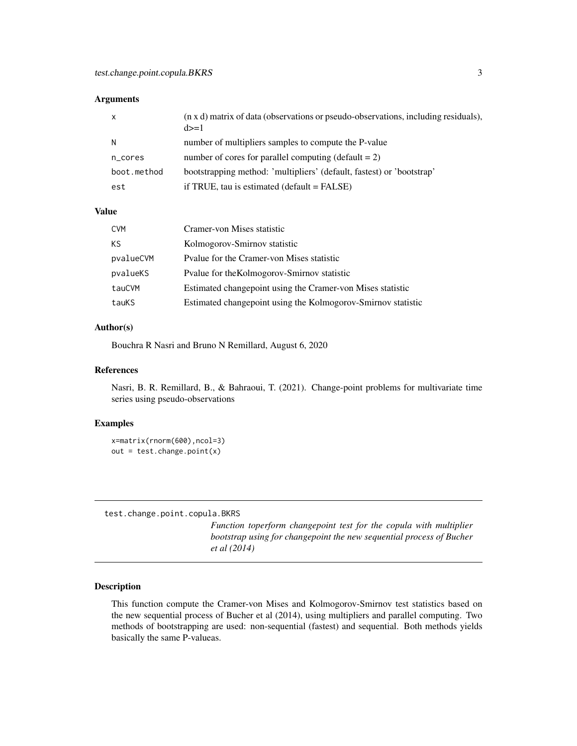### Arguments

| | |
|---|---|
| x | (n x d) matrix of data (observations or pseudo-observations, including residuals), d>=1 |
| N | number of multipliers samples to compute the P-value |
| n_cores | number of cores for parallel computing (default = 2) |
| boot.method | bootstrapping method: 'multipliers' (default, fastest) or 'bootstrap' |
| est | if TRUE, tau is estimated (default = FALSE) |

### Value

| | |
|---|---|
| CVM | Cramer-von Mises statistic |
| KS | Kolmogorov-Smirnov statistic |
| pvalueCVM | Pvalue for the Cramer-von Mises statistic |
| pvalueKS | Pvalue for theKolmogorov-Smirnov statistic |
| tauCVM | Estimated changepoint using the Cramer-von Mises statistic |
| tauKS | Estimated changepoint using the Kolmogorov-Smirnov statistic |

### Author(s)

Bouchra R Nasri and Bruno N Remillard, August 6, 2020

### References

Nasri, B. R. Remillard, B., & Bahraoui, T. (2021). Change-point problems for multivariate time series using pseudo-observations

### Examples

```
x=matrix(rnorm(600),ncol=3)
out = test.change.point(x)
```

---

## test.change.point.copula.BKRS

*Function toperform changepoint test for the copula with multiplier bootstrap using for changepoint the new sequential process of Bucher et al (2014)*

---

### Description

This function compute the Cramer-von Mises and Kolmogorov-Smirnov test statistics based on the new sequential process of Bucher et al (2014), using multipliers and parallel computing. Two methods of bootstrapping are used: non-sequential (fastest) and sequential. Both methods yields basically the same P-valueas.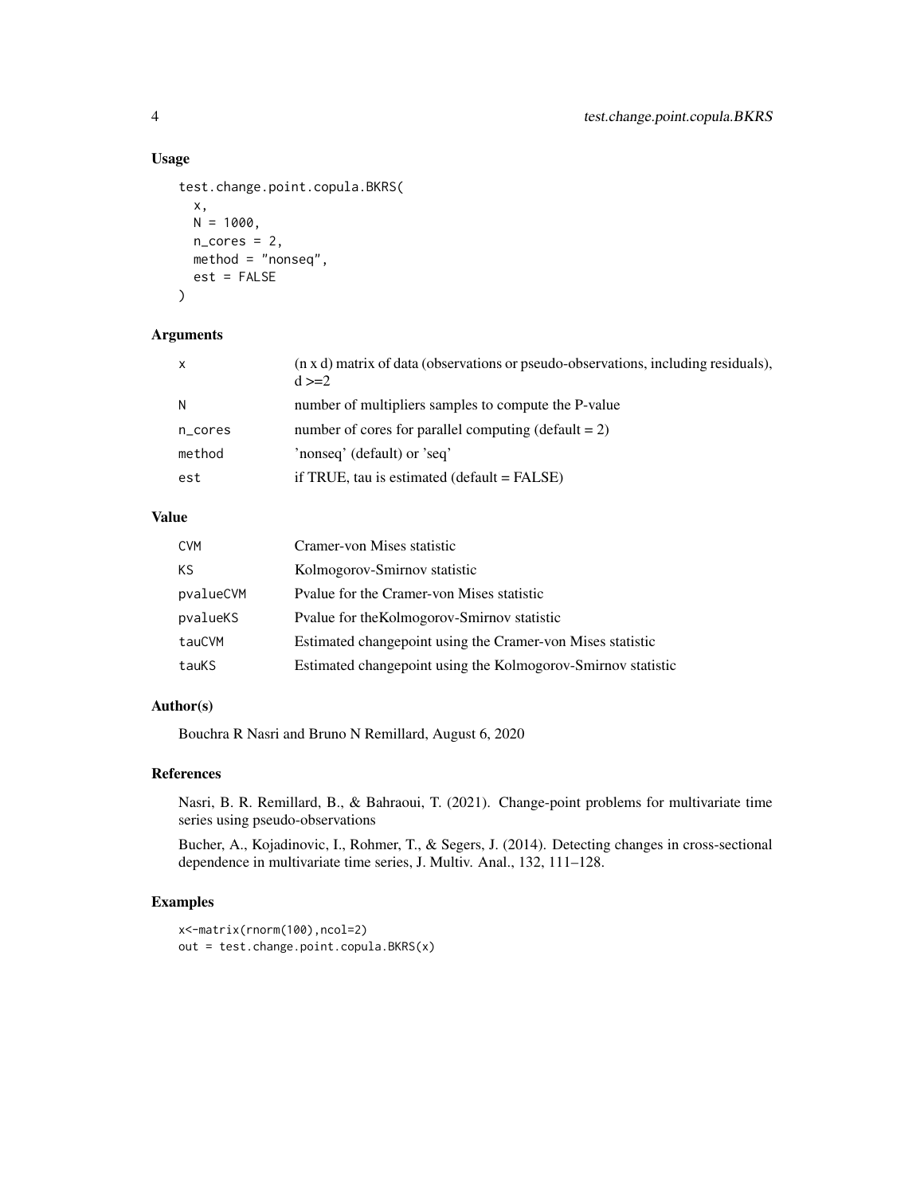## Usage

```
test.change.point.copula.BKRS(
  x,
  N = 1000,
  n_cores = 2,
  method = "nonseq",
  est = FALSE
)
```

## Arguments

| | |
|---|---|
| x | (n x d) matrix of data (observations or pseudo-observations, including residuals), d >=2 |
| N | number of multipliers samples to compute the P-value |
| n_cores | number of cores for parallel computing (default = 2) |
| method | 'nonseq' (default) or 'seq' |
| est | if TRUE, tau is estimated (default = FALSE) |

## Value

| | |
|---|---|
| CVM | Cramer-von Mises statistic |
| KS | Kolmogorov-Smirnov statistic |
| pvalueCVM | Pvalue for the Cramer-von Mises statistic |
| pvalueKS | Pvalue for theKolmogorov-Smirnov statistic |
| tauCVM | Estimated changepoint using the Cramer-von Mises statistic |
| tauKS | Estimated changepoint using the Kolmogorov-Smirnov statistic |

## Author(s)

Bouchra R Nasri and Bruno N Remillard, August 6, 2020

## References

Nasri, B. R. Remillard, B., & Bahraoui, T. (2021). Change-point problems for multivariate time series using pseudo-observations

Bucher, A., Kojadinovic, I., Rohmer, T., & Segers, J. (2014). Detecting changes in cross-sectional dependence in multivariate time series, J. Multiv. Anal., 132, 111–128.

## Examples

```
x<-matrix(rnorm(100),ncol=2)
out = test.change.point.copula.BKRS(x)
```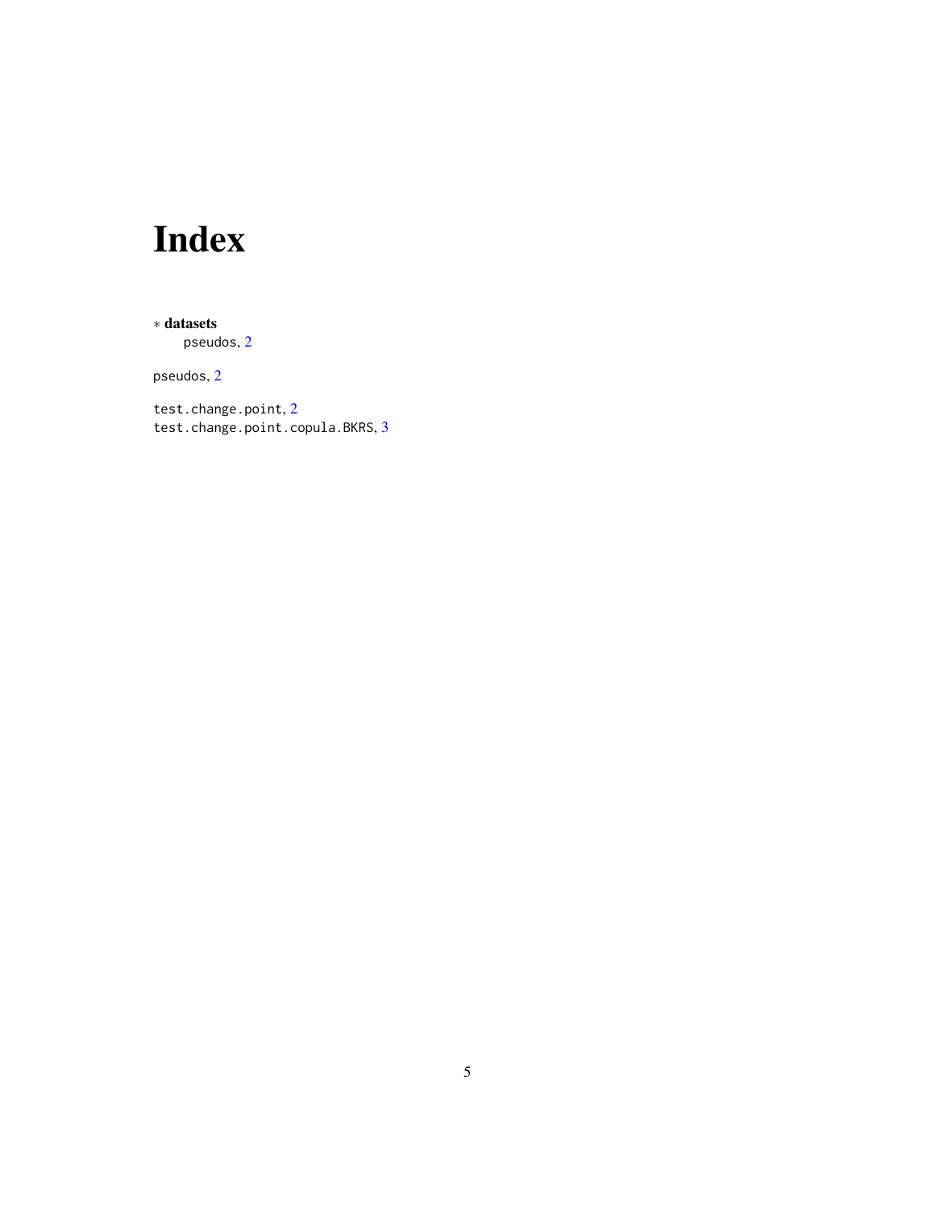# Index

∗ **datasets**
  pseudos, 2

pseudos, 2

test.change.point, 2
test.change.point.copula.BKRS, 3